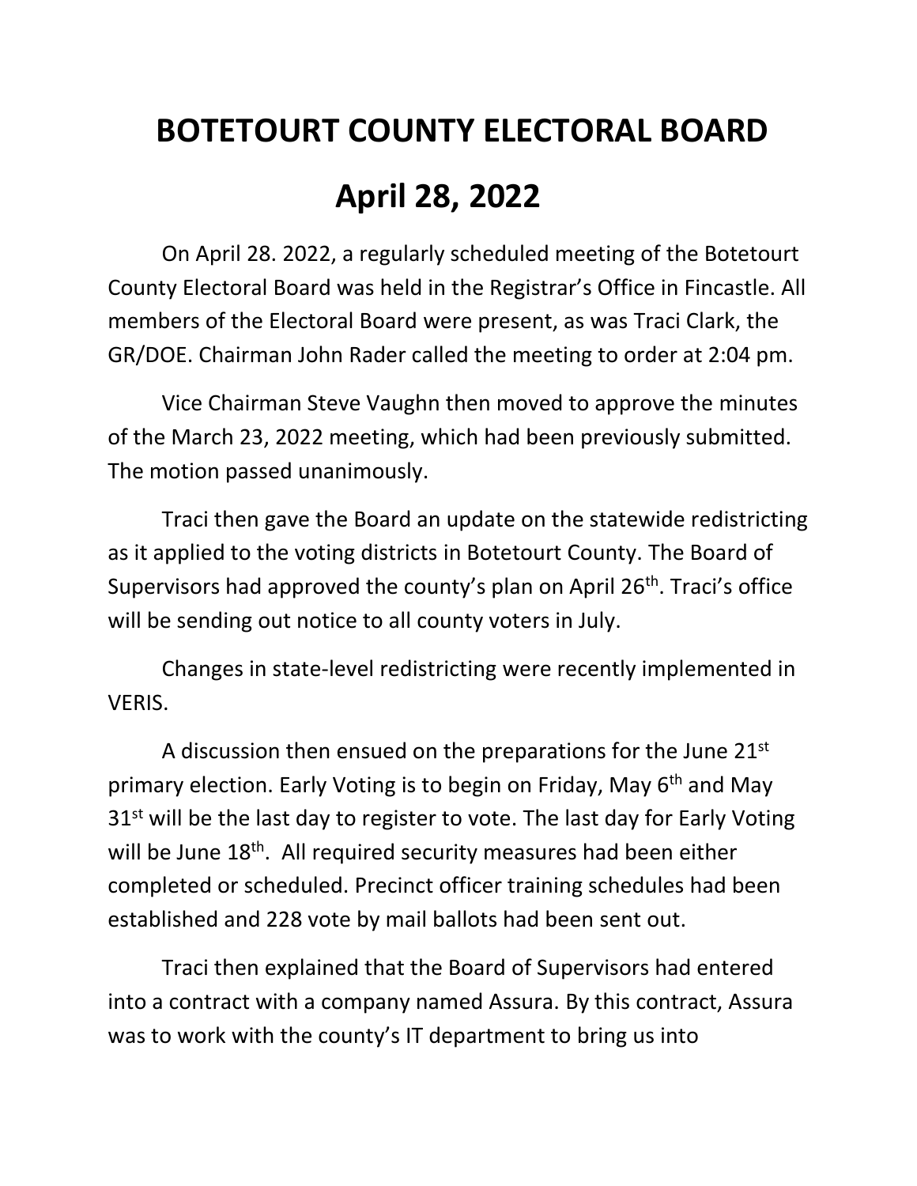# BOTETOURT COUNTY ELECTORAL BOARD

# April 28, 2022

On April 28. 2022, a regularly scheduled meeting of the Botetourt County Electoral Board was held in the Registrar's Office in Fincastle. All members of the Electoral Board were present, as was Traci Clark, the GR/DOE. Chairman John Rader called the meeting to order at 2:04 pm.

Vice Chairman Steve Vaughn then moved to approve the minutes of the March 23, 2022 meeting, which had been previously submitted. The motion passed unanimously.

Traci then gave the Board an update on the statewide redistricting as it applied to the voting districts in Botetourt County. The Board of Supervisors had approved the county's plan on April 26th. Traci's office will be sending out notice to all county voters in July.

Changes in state-level redistricting were recently implemented in VERIS.

A discussion then ensued on the preparations for the June 21st primary election. Early Voting is to begin on Friday, May 6th and May 31st will be the last day to register to vote. The last day for Early Voting will be June 18th. All required security measures had been either completed or scheduled. Precinct officer training schedules had been established and 228 vote by mail ballots had been sent out.

Traci then explained that the Board of Supervisors had entered into a contract with a company named Assura. By this contract, Assura was to work with the county's IT department to bring us into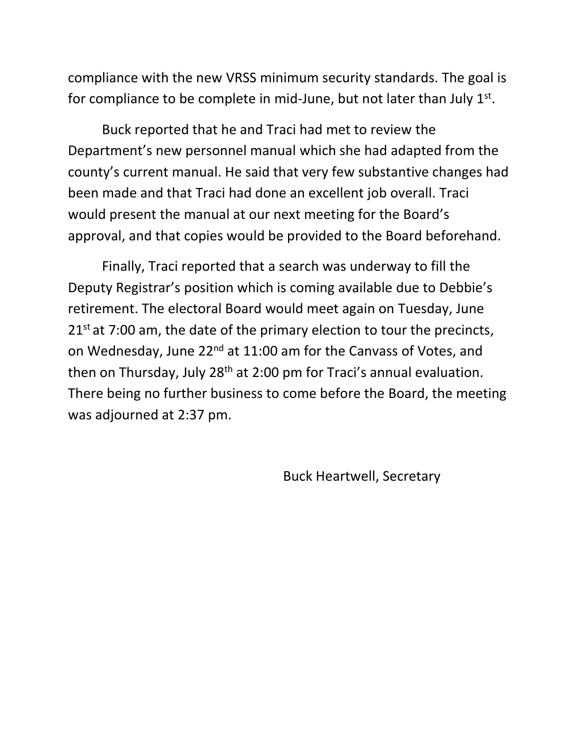compliance with the new VRSS minimum security standards. The goal is for compliance to be complete in mid-June, but not later than July 1st.

Buck reported that he and Traci had met to review the Department's new personnel manual which she had adapted from the county's current manual. He said that very few substantive changes had been made and that Traci had done an excellent job overall. Traci would present the manual at our next meeting for the Board's approval, and that copies would be provided to the Board beforehand.

Finally, Traci reported that a search was underway to fill the Deputy Registrar's position which is coming available due to Debbie's retirement. The electoral Board would meet again on Tuesday, June 21st at 7:00 am, the date of the primary election to tour the precincts, on Wednesday, June 22nd at 11:00 am for the Canvass of Votes, and then on Thursday, July 28th at 2:00 pm for Traci's annual evaluation. There being no further business to come before the Board, the meeting was adjourned at 2:37 pm.

Buck Heartwell, Secretary